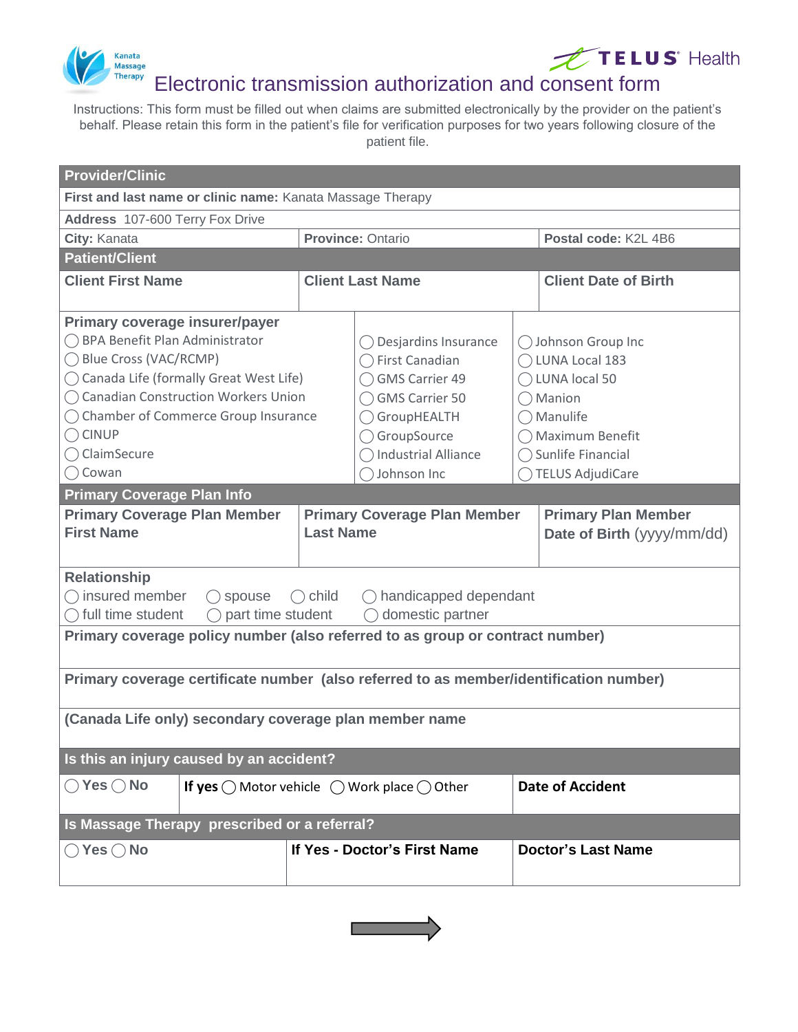Kanata Massage Therapy

TELUS Health

# Electronic transmission authorization and consent form

Instructions: This form must be filled out when claims are submitted electronically by the provider on the patient's behalf. Please retain this form in the patient's file for verification purposes for two years following closure of the patient file.

## Provider/Clinic

**First and last name or clinic name:** Kanata Massage Therapy

**Address** 107-600 Terry Fox Drive

| **City:** Kanata | **Province:** Ontario | **Postal code:** K2L 4B6 |
|---|---|---|

## Patient/Client

| **Client First Name** | **Client Last Name** | **Client Date of Birth** |
|---|---|---|
| | | |

**Primary coverage insurer/payer**

| | | |
|---|---|---|
| ◯ BPA Benefit Plan Administrator | ◯ Desjardins Insurance | ◯ Johnson Group Inc |
| ◯ Blue Cross (VAC/RCMP) | ◯ First Canadian | ◯ LUNA Local 183 |
| ◯ Canada Life (formally Great West Life) | ◯ GMS Carrier 49 | ◯ LUNA local 50 |
| ◯ Canadian Construction Workers Union | ◯ GMS Carrier 50 | ◯ Manion |
| ◯ Chamber of Commerce Group Insurance | ◯ GroupHEALTH | ◯ Manulife |
| ◯ CINUP | ◯ GroupSource | ◯ Maximum Benefit |
| ◯ ClaimSecure | ◯ Industrial Alliance | ◯ Sunlife Financial |
| ◯ Cowan | ◯ Johnson Inc | ◯ TELUS AdjudiCare |

## Primary Coverage Plan Info

| **Primary Coverage Plan Member First Name** | **Primary Coverage Plan Member Last Name** | **Primary Plan Member Date of Birth** (yyyy/mm/dd) |
|---|---|---|
| | | |

**Relationship**

◯ insured member ◯ spouse ◯ child ◯ handicapped dependant
◯ full time student ◯ part time student ◯ domestic partner

**Primary coverage policy number (also referred to as group or contract number)**

**Primary coverage certificate number (also referred to as member/identification number)**

**(Canada Life only) secondary coverage plan member name**

## Is this an injury caused by an accident?

| ◯ **Yes** ◯ **No** | **If yes** ◯ Motor vehicle ◯ Work place ◯ Other | **Date of Accident** |
|---|---|---|

## Is Massage Therapy prescribed or a referral?

| ◯ **Yes** ◯ **No** | **If Yes - Doctor's First Name** | **Doctor's Last Name** |
|---|---|---|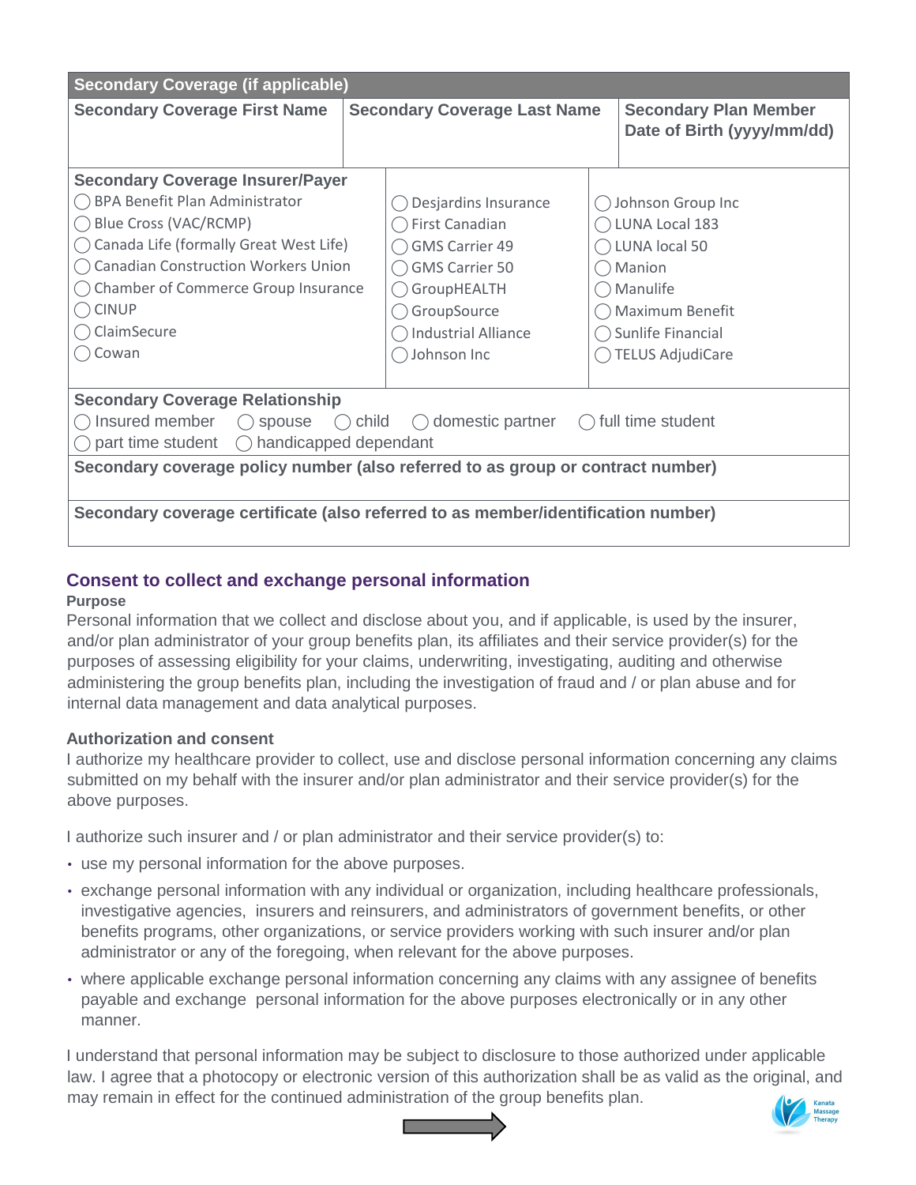| Secondary Coverage (if applicable) | | |
|---|---|---|
| **Secondary Coverage First Name** | **Secondary Coverage Last Name** | **Secondary Plan Member Date of Birth (yyyy/mm/dd)** |
| | | |

**Secondary Coverage Insurer/Payer**

| | | |
|---|---|---|
| ◯ BPA Benefit Plan Administrator | ◯ Desjardins Insurance | ◯ Johnson Group Inc |
| ◯ Blue Cross (VAC/RCMP) | ◯ First Canadian | ◯ LUNA Local 183 |
| ◯ Canada Life (formally Great West Life) | ◯ GMS Carrier 49 | ◯ LUNA local 50 |
| ◯ Canadian Construction Workers Union | ◯ GMS Carrier 50 | ◯ Manion |
| ◯ Chamber of Commerce Group Insurance | ◯ GroupHEALTH | ◯ Manulife |
| ◯ CINUP | ◯ GroupSource | ◯ Maximum Benefit |
| ◯ ClaimSecure | ◯ Industrial Alliance | ◯ Sunlife Financial |
| ◯ Cowan | ◯ Johnson Inc | ◯ TELUS AdjudiCare |

**Secondary Coverage Relationship**
◯ Insured member ◯ spouse ◯ child ◯ domestic partner ◯ full time student
◯ part time student ◯ handicapped dependant

**Secondary coverage policy number (also referred to as group or contract number)**

**Secondary coverage certificate (also referred to as member/identification number)**

## Consent to collect and exchange personal information

**Purpose**

Personal information that we collect and disclose about you, and if applicable, is used by the insurer, and/or plan administrator of your group benefits plan, its affiliates and their service provider(s) for the purposes of assessing eligibility for your claims, underwriting, investigating, auditing and otherwise administering the group benefits plan, including the investigation of fraud and / or plan abuse and for internal data management and data analytical purposes.

**Authorization and consent**

I authorize my healthcare provider to collect, use and disclose personal information concerning any claims submitted on my behalf with the insurer and/or plan administrator and their service provider(s) for the above purposes.

I authorize such insurer and / or plan administrator and their service provider(s) to:

- use my personal information for the above purposes.
- exchange personal information with any individual or organization, including healthcare professionals, investigative agencies, insurers and reinsurers, and administrators of government benefits, or other benefits programs, other organizations, or service providers working with such insurer and/or plan administrator or any of the foregoing, when relevant for the above purposes.
- where applicable exchange personal information concerning any claims with any assignee of benefits payable and exchange personal information for the above purposes electronically or in any other manner.

I understand that personal information may be subject to disclosure to those authorized under applicable law. I agree that a photocopy or electronic version of this authorization shall be as valid as the original, and may remain in effect for the continued administration of the group benefits plan.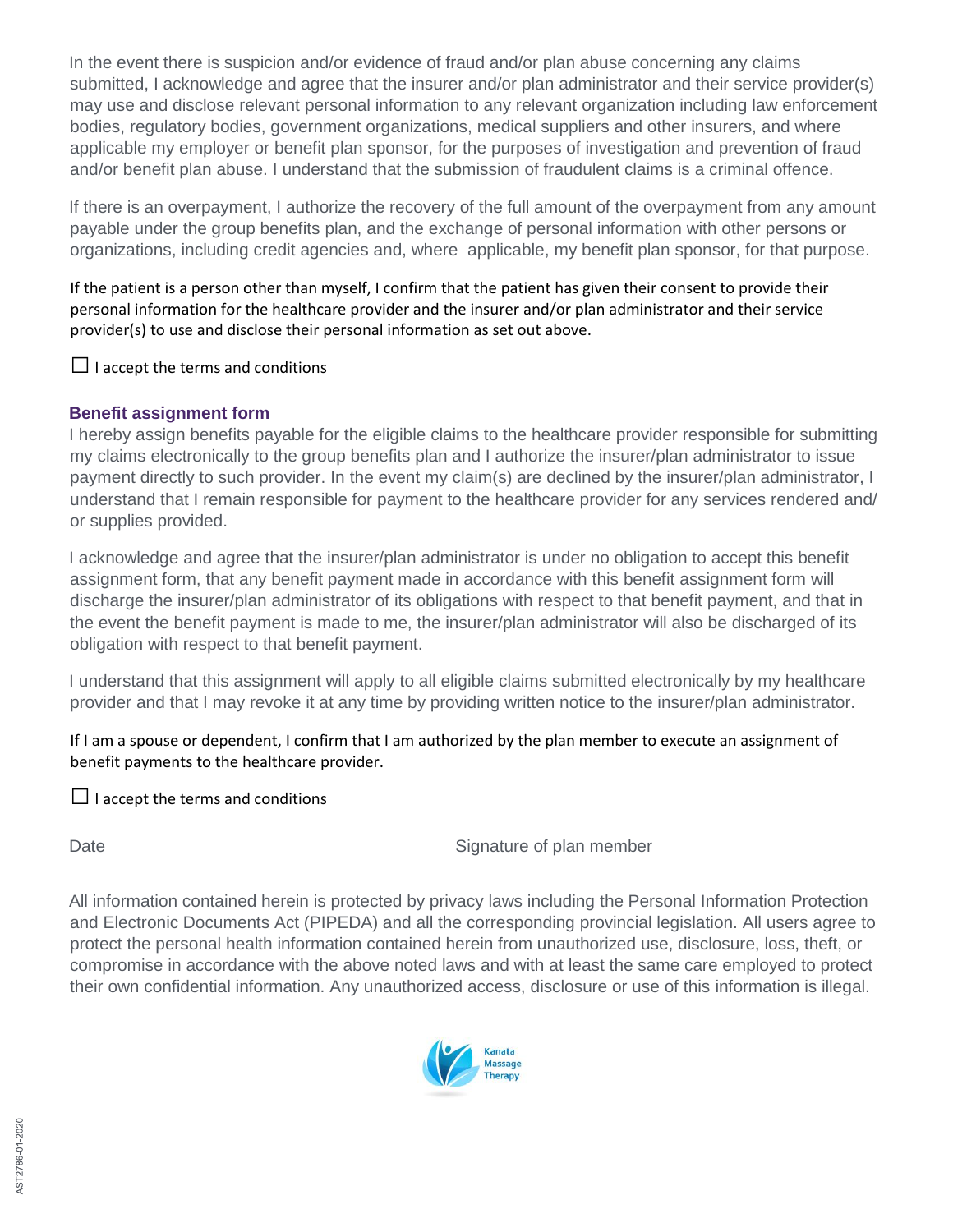In the event there is suspicion and/or evidence of fraud and/or plan abuse concerning any claims submitted, I acknowledge and agree that the insurer and/or plan administrator and their service provider(s) may use and disclose relevant personal information to any relevant organization including law enforcement bodies, regulatory bodies, government organizations, medical suppliers and other insurers, and where applicable my employer or benefit plan sponsor, for the purposes of investigation and prevention of fraud and/or benefit plan abuse. I understand that the submission of fraudulent claims is a criminal offence.

If there is an overpayment, I authorize the recovery of the full amount of the overpayment from any amount payable under the group benefits plan, and the exchange of personal information with other persons or organizations, including credit agencies and, where applicable, my benefit plan sponsor, for that purpose.

If the patient is a person other than myself, I confirm that the patient has given their consent to provide their personal information for the healthcare provider and the insurer and/or plan administrator and their service provider(s) to use and disclose their personal information as set out above.

☐ I accept the terms and conditions

### Benefit assignment form

I hereby assign benefits payable for the eligible claims to the healthcare provider responsible for submitting my claims electronically to the group benefits plan and I authorize the insurer/plan administrator to issue payment directly to such provider. In the event my claim(s) are declined by the insurer/plan administrator, I understand that I remain responsible for payment to the healthcare provider for any services rendered and/ or supplies provided.

I acknowledge and agree that the insurer/plan administrator is under no obligation to accept this benefit assignment form, that any benefit payment made in accordance with this benefit assignment form will discharge the insurer/plan administrator of its obligations with respect to that benefit payment, and that in the event the benefit payment is made to me, the insurer/plan administrator will also be discharged of its obligation with respect to that benefit payment.

I understand that this assignment will apply to all eligible claims submitted electronically by my healthcare provider and that I may revoke it at any time by providing written notice to the insurer/plan administrator.

If I am a spouse or dependent, I confirm that I am authorized by the plan member to execute an assignment of benefit payments to the healthcare provider.

☐ I accept the terms and conditions

Date ______________________ Signature of plan member ______________________

All information contained herein is protected by privacy laws including the Personal Information Protection and Electronic Documents Act (PIPEDA) and all the corresponding provincial legislation. All users agree to protect the personal health information contained herein from unauthorized use, disclosure, loss, theft, or compromise in accordance with the above noted laws and with at least the same care employed to protect their own confidential information. Any unauthorized access, disclosure or use of this information is illegal.

Kanata Massage Therapy

AST2786-01-2020